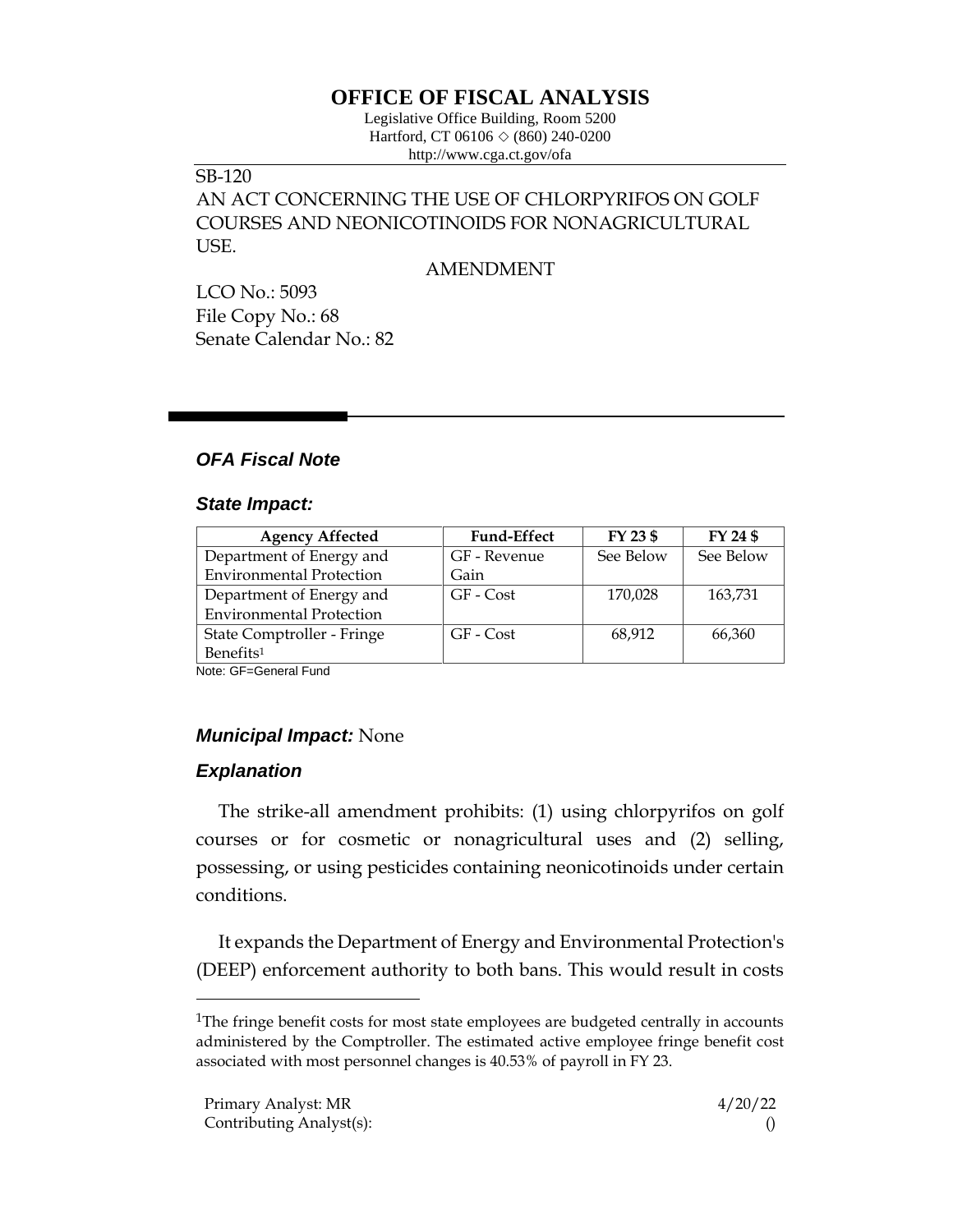# OFFICE OF FISCAL ANALYSIS

Legislative Office Building, Room 5200
Hartford, CT 06106 ◇ (860) 240-0200
http://www.cga.ct.gov/ofa

SB-120
AN ACT CONCERNING THE USE OF CHLORPYRIFOS ON GOLF COURSES AND NEONICOTINOIDS FOR NONAGRICULTURAL USE.

AMENDMENT

LCO No.: 5093
File Copy No.: 68
Senate Calendar No.: 82

### *OFA Fiscal Note*

### *State Impact:*

| Agency Affected | Fund-Effect | FY 23 $ | FY 24 $ |
|---|---|---|---|
| Department of Energy and Environmental Protection | GF - Revenue Gain | See Below | See Below |
| Department of Energy and Environmental Protection | GF - Cost | 170,028 | 163,731 |
| State Comptroller - Fringe Benefits[1] | GF - Cost | 68,912 | 66,360 |

Note: GF=General Fund

### *Municipal Impact:* None

### *Explanation*

The strike-all amendment prohibits: (1) using chlorpyrifos on golf courses or for cosmetic or nonagricultural uses and (2) selling, possessing, or using pesticides containing neonicotinoids under certain conditions.

It expands the Department of Energy and Environmental Protection's (DEEP) enforcement authority to both bans. This would result in costs

[1]The fringe benefit costs for most state employees are budgeted centrally in accounts administered by the Comptroller. The estimated active employee fringe benefit cost associated with most personnel changes is 40.53% of payroll in FY 23.

Primary Analyst: MR 4/20/22
Contributing Analyst(s): ()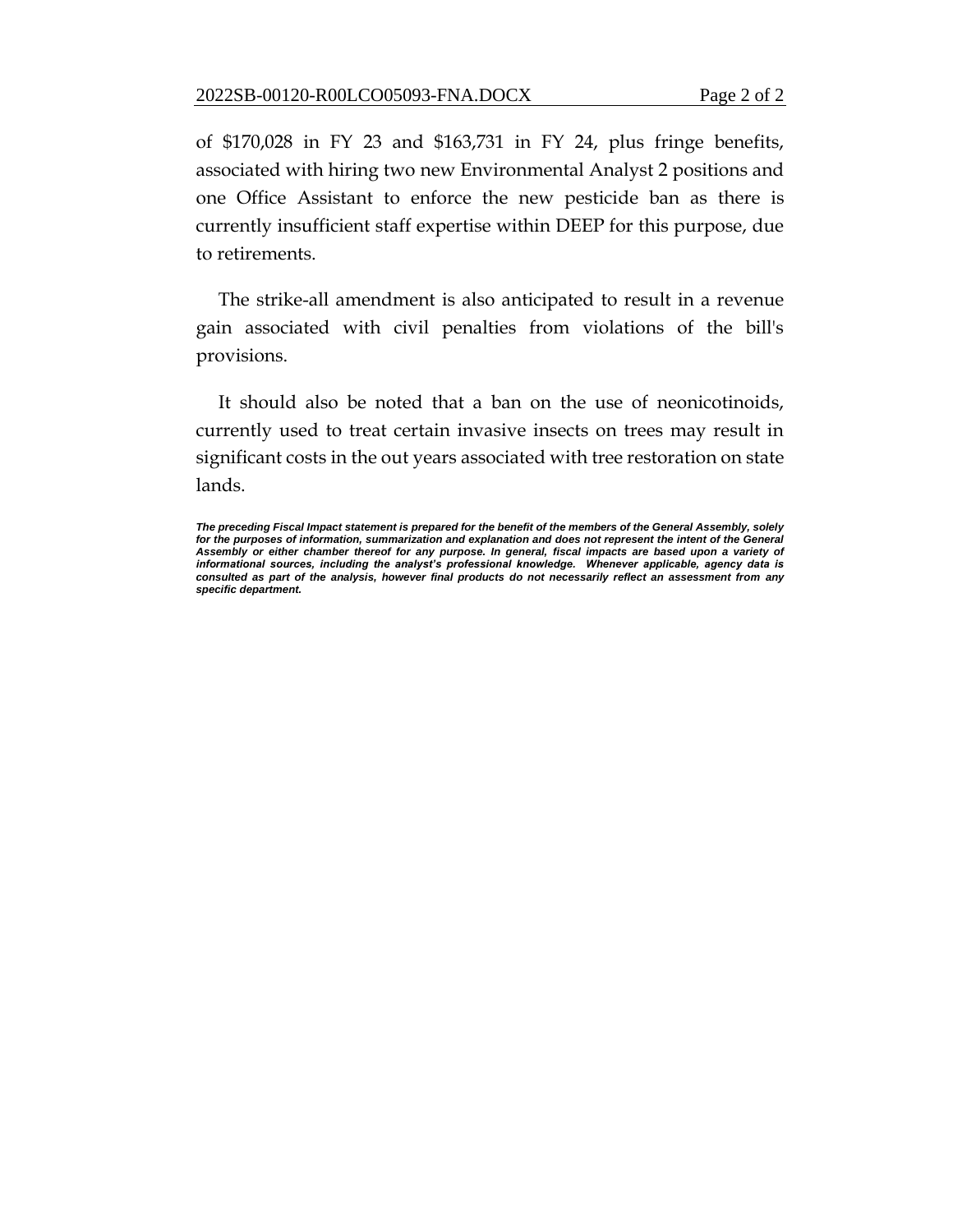of $170,028 in FY 23 and $163,731 in FY 24, plus fringe benefits, associated with hiring two new Environmental Analyst 2 positions and one Office Assistant to enforce the new pesticide ban as there is currently insufficient staff expertise within DEEP for this purpose, due to retirements.

The strike-all amendment is also anticipated to result in a revenue gain associated with civil penalties from violations of the bill's provisions.

It should also be noted that a ban on the use of neonicotinoids, currently used to treat certain invasive insects on trees may result in significant costs in the out years associated with tree restoration on state lands.

***The preceding Fiscal Impact statement is prepared for the benefit of the members of the General Assembly, solely for the purposes of information, summarization and explanation and does not represent the intent of the General Assembly or either chamber thereof for any purpose. In general, fiscal impacts are based upon a variety of informational sources, including the analyst's professional knowledge. Whenever applicable, agency data is consulted as part of the analysis, however final products do not necessarily reflect an assessment from any specific department.***